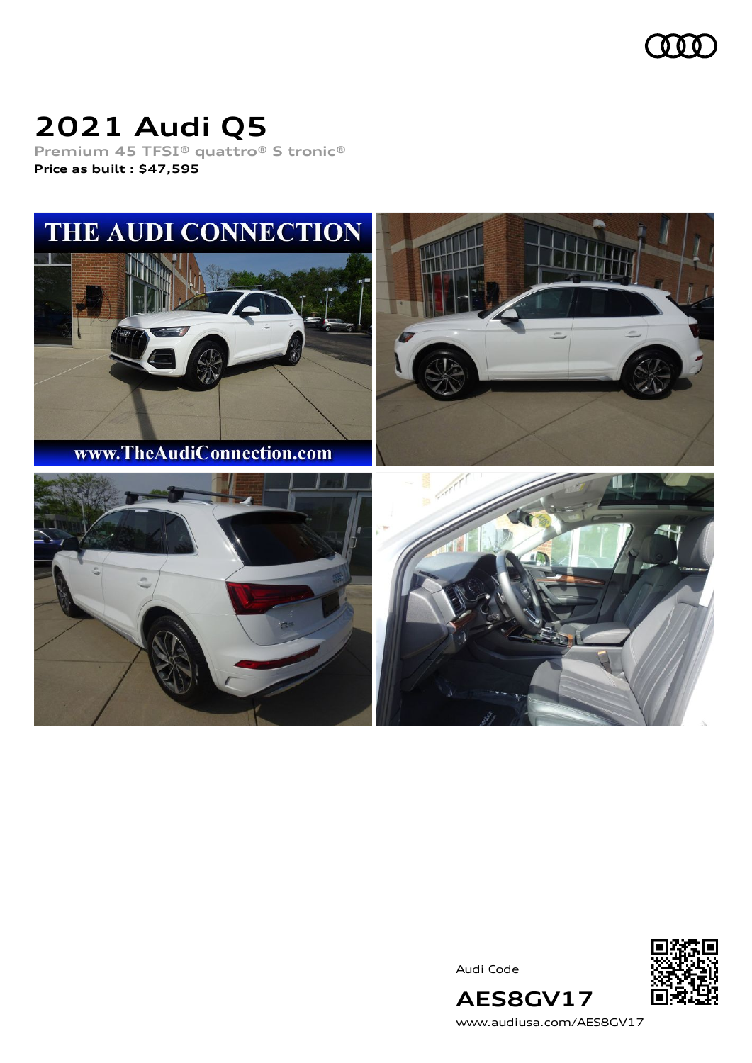# 2021 Audi Q5

Premium 45 TFSI® quattro® S tronic®

**Price as built : $47,595**

Audi Code

**AES8GV17**

www.audiusa.com/AES8GV17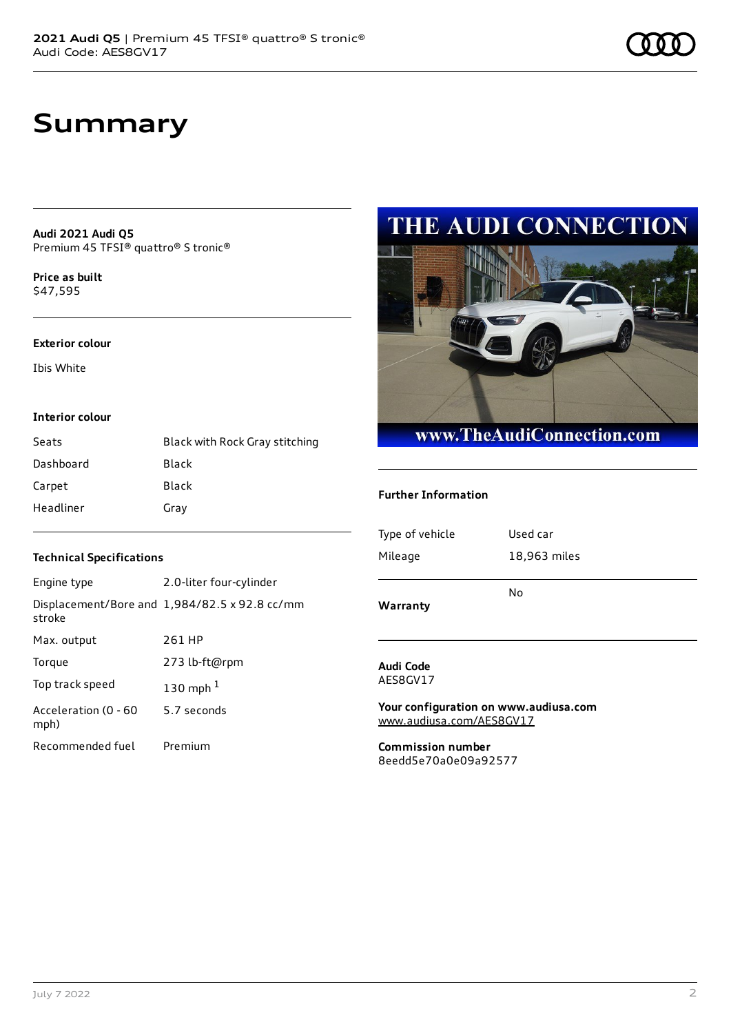# Summary

**Audi 2021 Audi Q5**
Premium 45 TFSI® quattro® S tronic®

**Price as built**
$47,595

### Exterior colour

Ibis White

### Interior colour

| | |
|---|---|
| Seats | Black with Rock Gray stitching |
| Dashboard | Black |
| Carpet | Black |
| Headliner | Gray |

### Technical Specifications

| | |
|---|---|
| Engine type | 2.0-liter four-cylinder |
| Displacement/Bore and stroke | 1,984/82.5 x 92.8 cc/mm |
| Max. output | 261 HP |
| Torque | 273 lb-ft@rpm |
| Top track speed | 130 mph [1] |
| Acceleration (0 - 60 mph) | 5.7 seconds |
| Recommended fuel | Premium |

### Further Information

| | |
|---|---|
| Type of vehicle | Used car |
| Mileage | 18,963 miles |
| Warranty | No |

**Audi Code**
AES8GV17

**Your configuration on www.audiusa.com**
www.audiusa.com/AES8GV17

**Commission number**
8eedd5e70a0e09a92577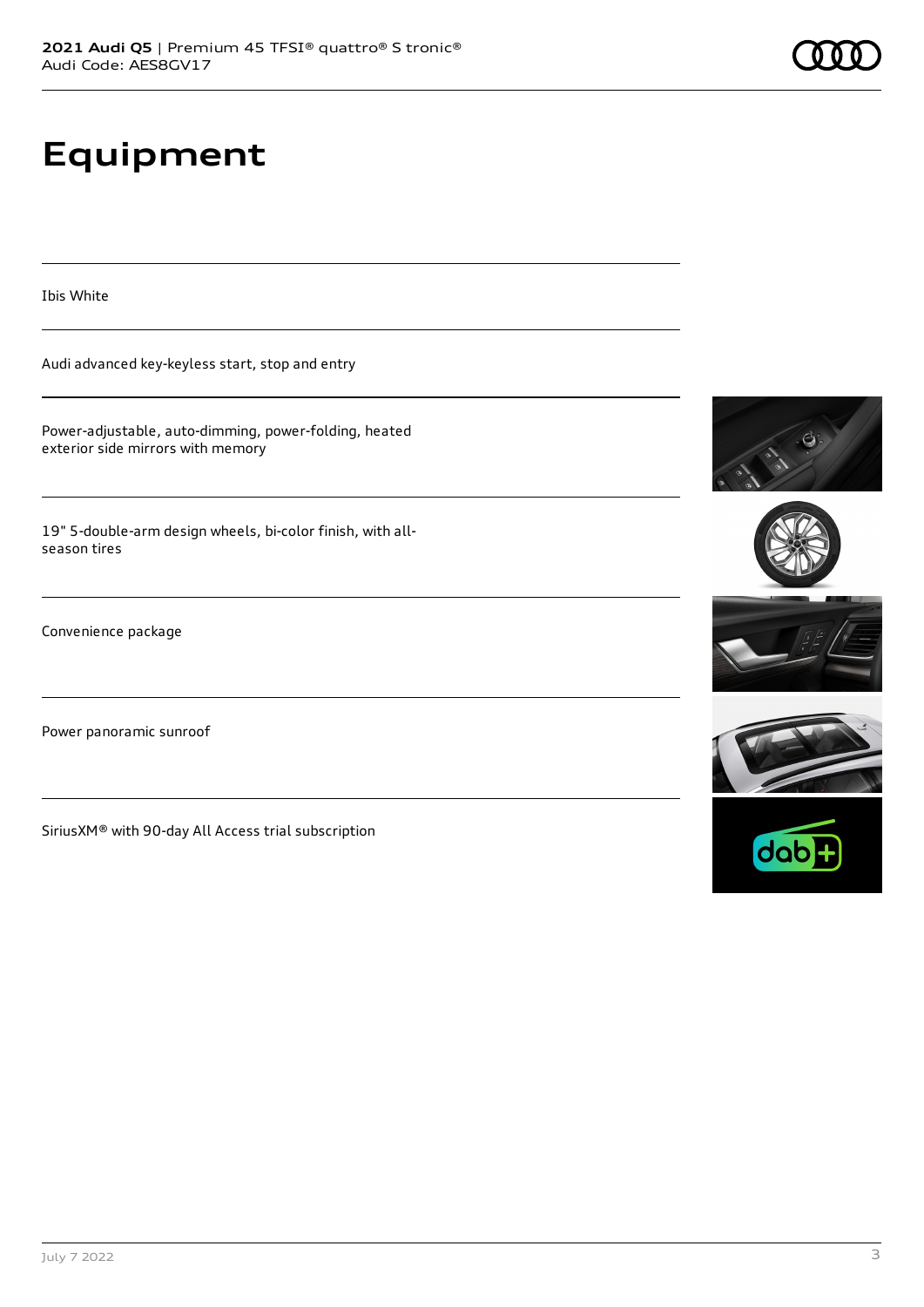# Equipment

Ibis White

Audi advanced key-keyless start, stop and entry

Power-adjustable, auto-dimming, power-folding, heated exterior side mirrors with memory

19" 5-double-arm design wheels, bi-color finish, with all-season tires

Convenience package

Power panoramic sunroof

SiriusXM® with 90-day All Access trial subscription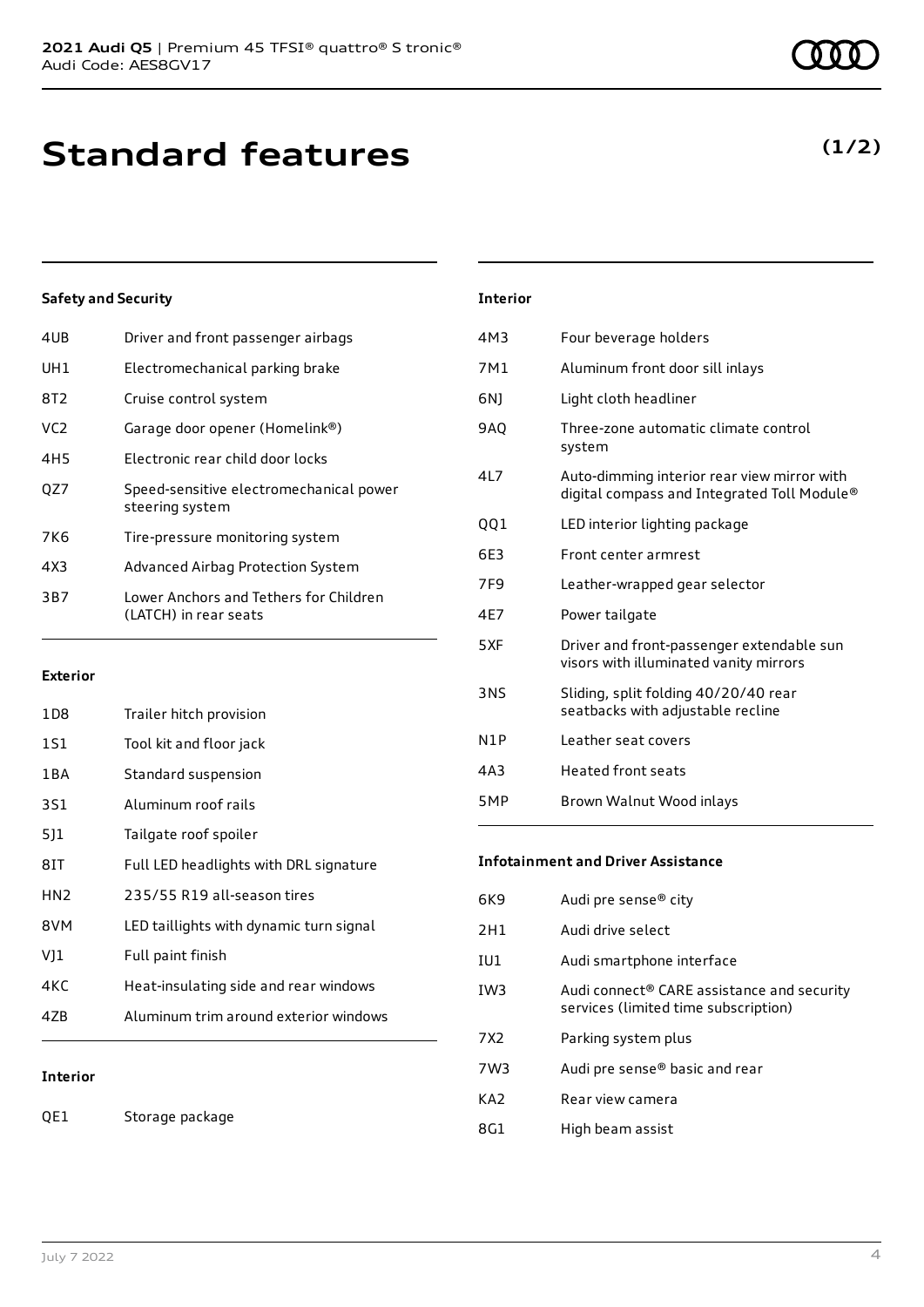# Standard features

**(1/2)**

### Safety and Security

| | |
|---|---|
| 4UB | Driver and front passenger airbags |
| UH1 | Electromechanical parking brake |
| 8T2 | Cruise control system |
| VC2 | Garage door opener (Homelink®) |
| 4H5 | Electronic rear child door locks |
| QZ7 | Speed-sensitive electromechanical power steering system |
| 7K6 | Tire-pressure monitoring system |
| 4X3 | Advanced Airbag Protection System |
| 3B7 | Lower Anchors and Tethers for Children (LATCH) in rear seats |

### Exterior

| | |
|---|---|
| 1D8 | Trailer hitch provision |
| 1S1 | Tool kit and floor jack |
| 1BA | Standard suspension |
| 3S1 | Aluminum roof rails |
| 5J1 | Tailgate roof spoiler |
| 8IT | Full LED headlights with DRL signature |
| HN2 | 235/55 R19 all-season tires |
| 8VM | LED taillights with dynamic turn signal |
| VJ1 | Full paint finish |
| 4KC | Heat-insulating side and rear windows |
| 4ZB | Aluminum trim around exterior windows |

### Interior

| | |
|---|---|
| QE1 | Storage package |
| 4M3 | Four beverage holders |
| 7M1 | Aluminum front door sill inlays |
| 6NJ | Light cloth headliner |
| 9AQ | Three-zone automatic climate control system |
| 4L7 | Auto-dimming interior rear view mirror with digital compass and Integrated Toll Module® |
| QQ1 | LED interior lighting package |
| 6E3 | Front center armrest |
| 7F9 | Leather-wrapped gear selector |
| 4E7 | Power tailgate |
| 5XF | Driver and front-passenger extendable sun visors with illuminated vanity mirrors |
| 3NS | Sliding, split folding 40/20/40 rear seatbacks with adjustable recline |
| N1P | Leather seat covers |
| 4A3 | Heated front seats |
| 5MP | Brown Walnut Wood inlays |

### Infotainment and Driver Assistance

| | |
|---|---|
| 6K9 | Audi pre sense® city |
| 2H1 | Audi drive select |
| IU1 | Audi smartphone interface |
| IW3 | Audi connect® CARE assistance and security services (limited time subscription) |
| 7X2 | Parking system plus |
| 7W3 | Audi pre sense® basic and rear |
| KA2 | Rear view camera |
| 8G1 | High beam assist |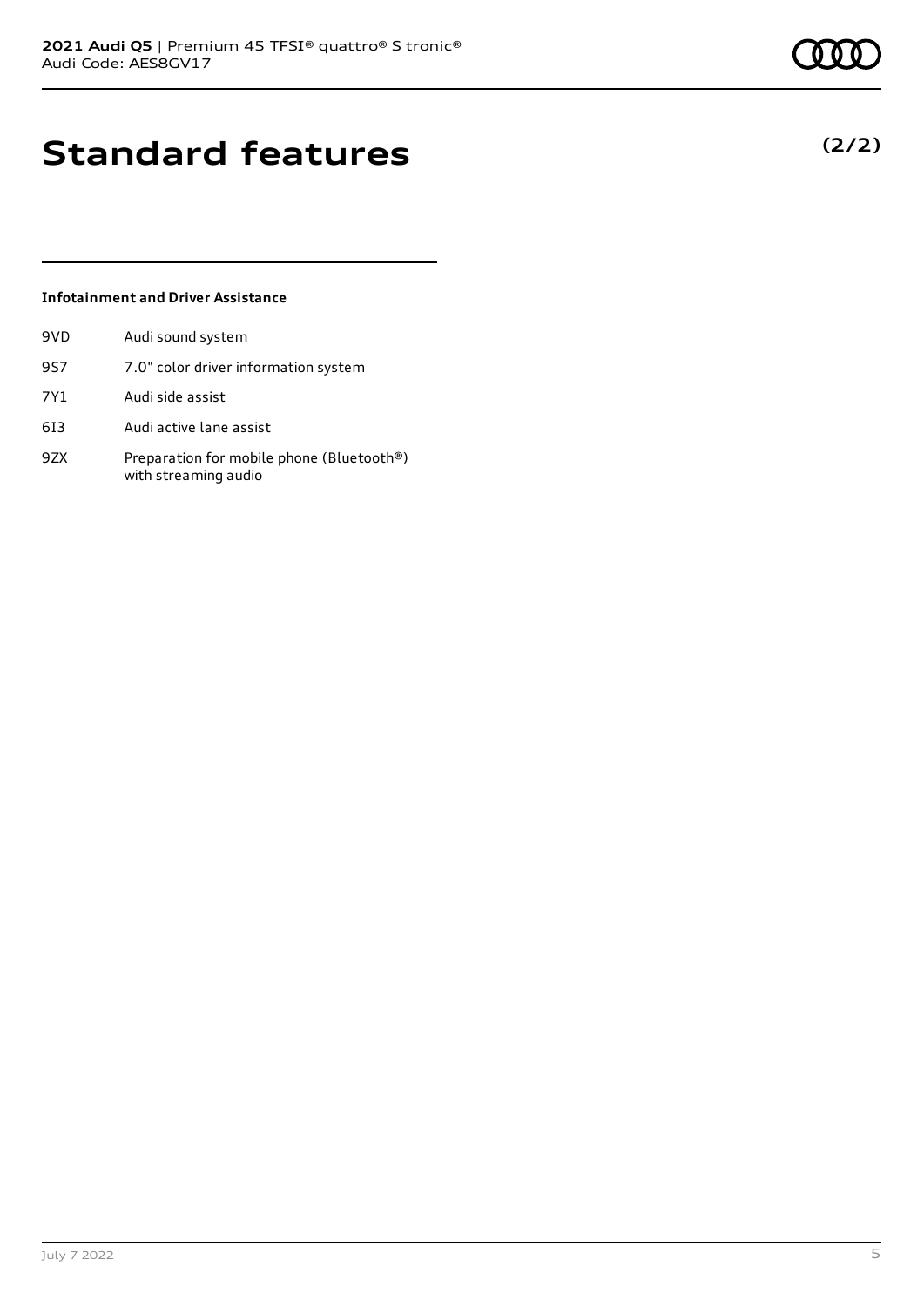# Standard features

**(2/2)**

### Infotainment and Driver Assistance

| | |
|---|---|
| 9VD | Audi sound system |
| 9S7 | 7.0" color driver information system |
| 7Y1 | Audi side assist |
| 6I3 | Audi active lane assist |
| 9ZX | Preparation for mobile phone (Bluetooth®) with streaming audio |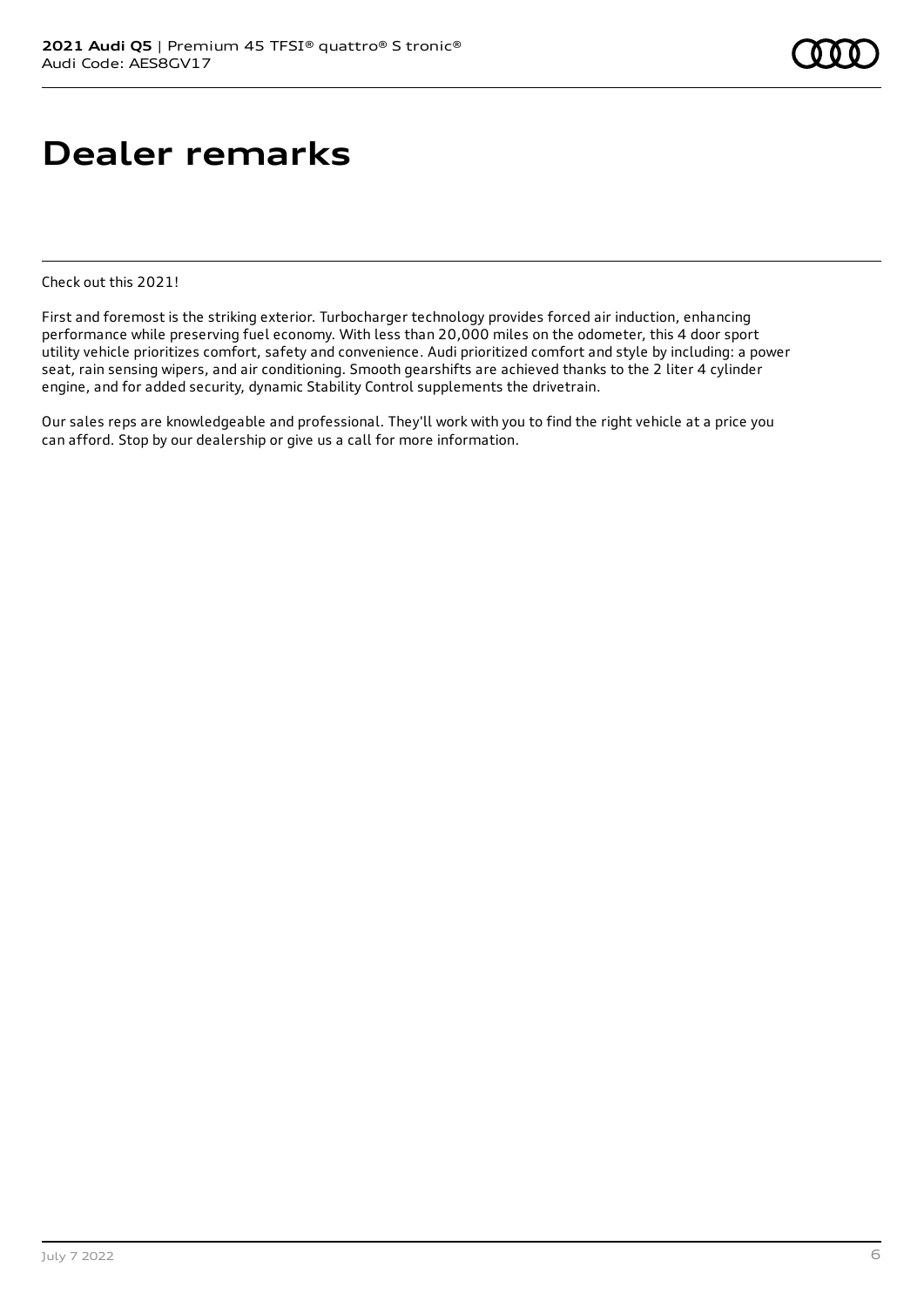# Dealer remarks

Check out this 2021!

First and foremost is the striking exterior. Turbocharger technology provides forced air induction, enhancing performance while preserving fuel economy. With less than 20,000 miles on the odometer, this 4 door sport utility vehicle prioritizes comfort, safety and convenience. Audi prioritized comfort and style by including: a power seat, rain sensing wipers, and air conditioning. Smooth gearshifts are achieved thanks to the 2 liter 4 cylinder engine, and for added security, dynamic Stability Control supplements the drivetrain.

Our sales reps are knowledgeable and professional. They'll work with you to find the right vehicle at a price you can afford. Stop by our dealership or give us a call for more information.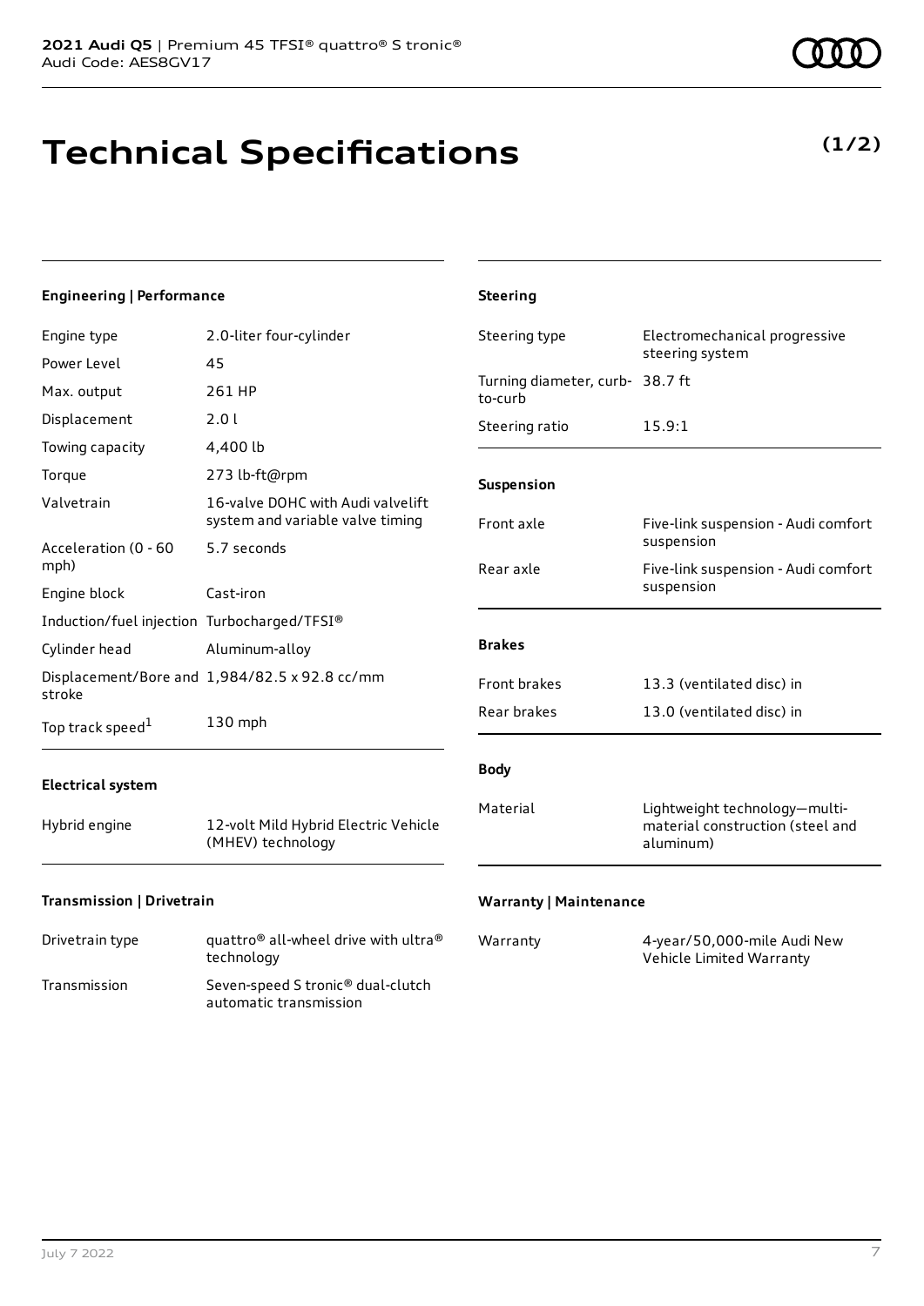# Technical Specifications

**(1/2)**

### Engineering | Performance

| | |
|---|---|
| Engine type | 2.0-liter four-cylinder |
| Power Level | 45 |
| Max. output | 261 HP |
| Displacement | 2.0 l |
| Towing capacity | 4,400 lb |
| Torque | 273 lb-ft@rpm |
| Valvetrain | 16-valve DOHC with Audi valvelift system and variable valve timing |
| Acceleration (0 - 60 mph) | 5.7 seconds |
| Engine block | Cast-iron |
| Induction/fuel injection | Turbocharged/TFSI® |
| Cylinder head | Aluminum-alloy |
| Displacement/Bore and stroke | 1,984/82.5 x 92.8 cc/mm |
| Top track speed[1] | 130 mph |

### Electrical system

| | |
|---|---|
| Hybrid engine | 12-volt Mild Hybrid Electric Vehicle (MHEV) technology |

### Transmission | Drivetrain

| | |
|---|---|
| Drivetrain type | quattro® all-wheel drive with ultra® technology |
| Transmission | Seven-speed S tronic® dual-clutch automatic transmission |

### Steering

| | |
|---|---|
| Steering type | Electromechanical progressive steering system |
| Turning diameter, curb-to-curb | 38.7 ft |
| Steering ratio | 15.9:1 |

### Suspension

| | |
|---|---|
| Front axle | Five-link suspension - Audi comfort suspension |
| Rear axle | Five-link suspension - Audi comfort suspension |

### Brakes

| | |
|---|---|
| Front brakes | 13.3 (ventilated disc) in |
| Rear brakes | 13.0 (ventilated disc) in |

### Body

| | |
|---|---|
| Material | Lightweight technology—multi-material construction (steel and aluminum) |

### Warranty | Maintenance

| | |
|---|---|
| Warranty | 4-year/50,000-mile Audi New Vehicle Limited Warranty |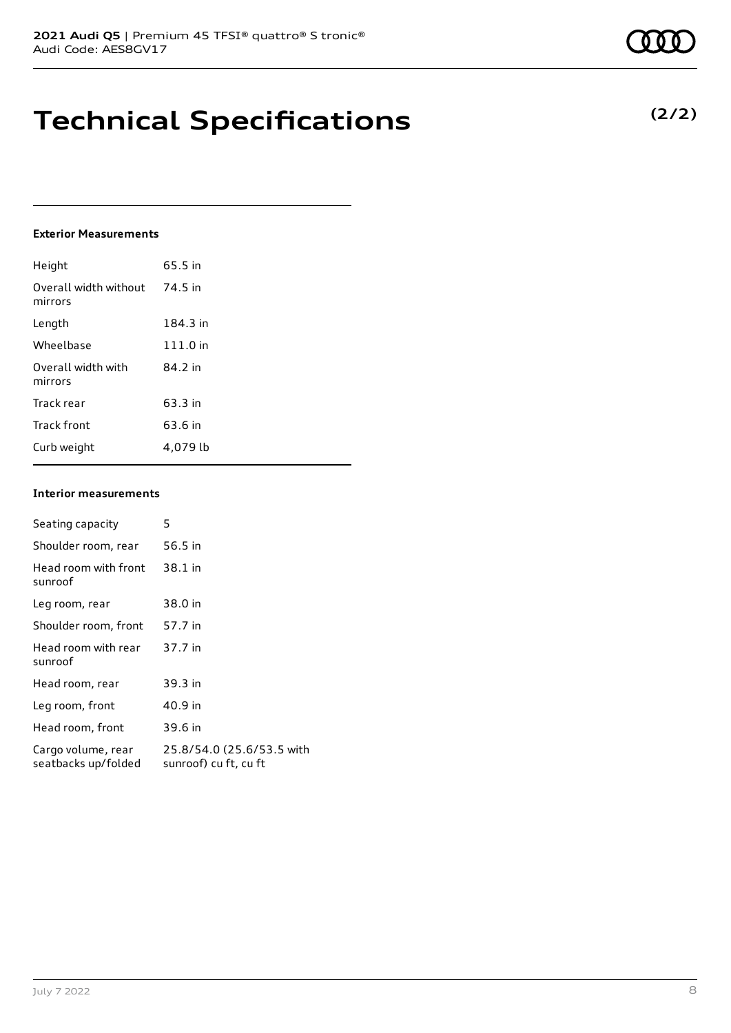# Technical Specifications

**(2/2)**

### Exterior Measurements

| | |
|---|---|
| Height | 65.5 in |
| Overall width without mirrors | 74.5 in |
| Length | 184.3 in |
| Wheelbase | 111.0 in |
| Overall width with mirrors | 84.2 in |
| Track rear | 63.3 in |
| Track front | 63.6 in |
| Curb weight | 4,079 lb |

### Interior measurements

| | |
|---|---|
| Seating capacity | 5 |
| Shoulder room, rear | 56.5 in |
| Head room with front sunroof | 38.1 in |
| Leg room, rear | 38.0 in |
| Shoulder room, front | 57.7 in |
| Head room with rear sunroof | 37.7 in |
| Head room, rear | 39.3 in |
| Leg room, front | 40.9 in |
| Head room, front | 39.6 in |
| Cargo volume, rear seatbacks up/folded | 25.8/54.0 (25.6/53.5 with sunroof) cu ft, cu ft |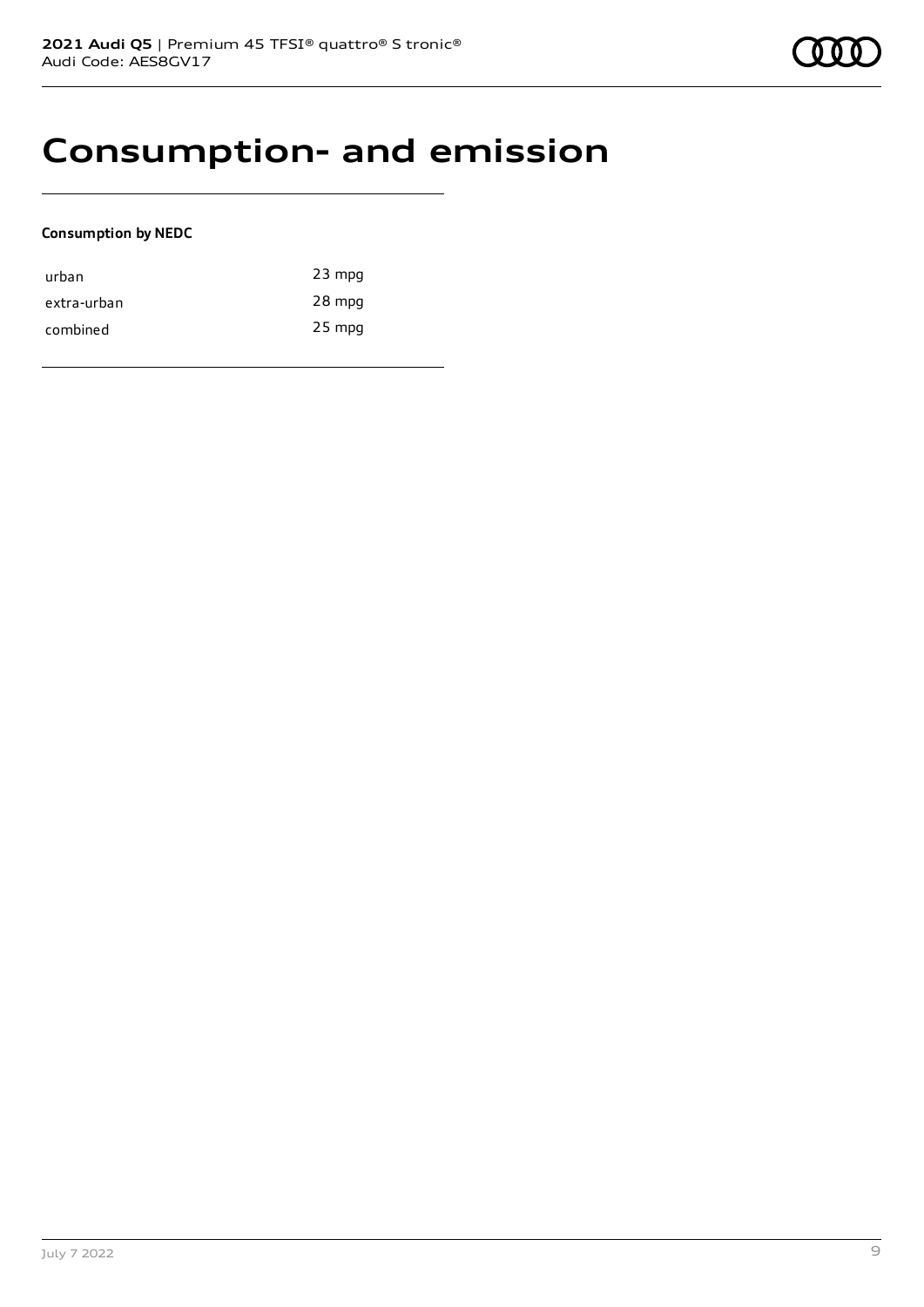# Consumption- and emission

**Consumption by NEDC**

| | |
|---|---|
| urban | 23 mpg |
| extra-urban | 28 mpg |
| combined | 25 mpg |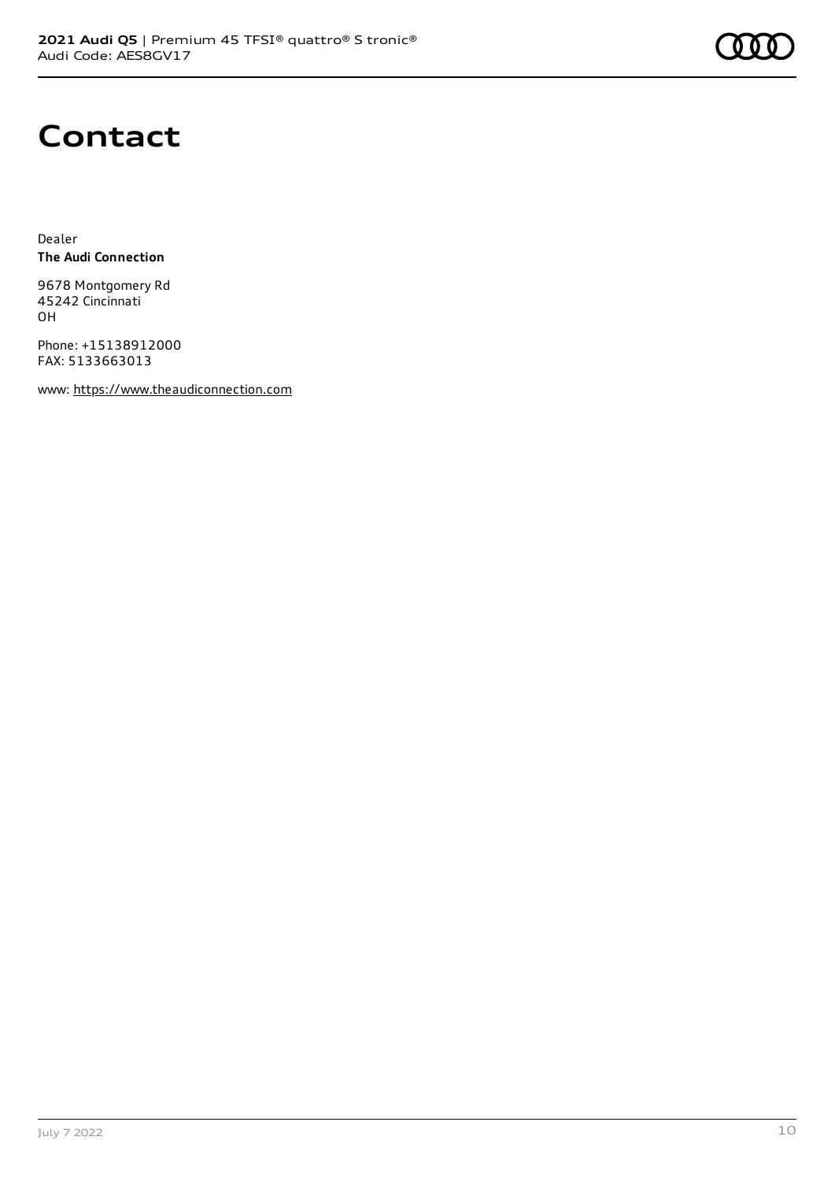# Contact

Dealer
**The Audi Connection**

9678 Montgomery Rd
45242 Cincinnati
OH

Phone: +15138912000
FAX: 5133663013

www: https://www.theaudiconnection.com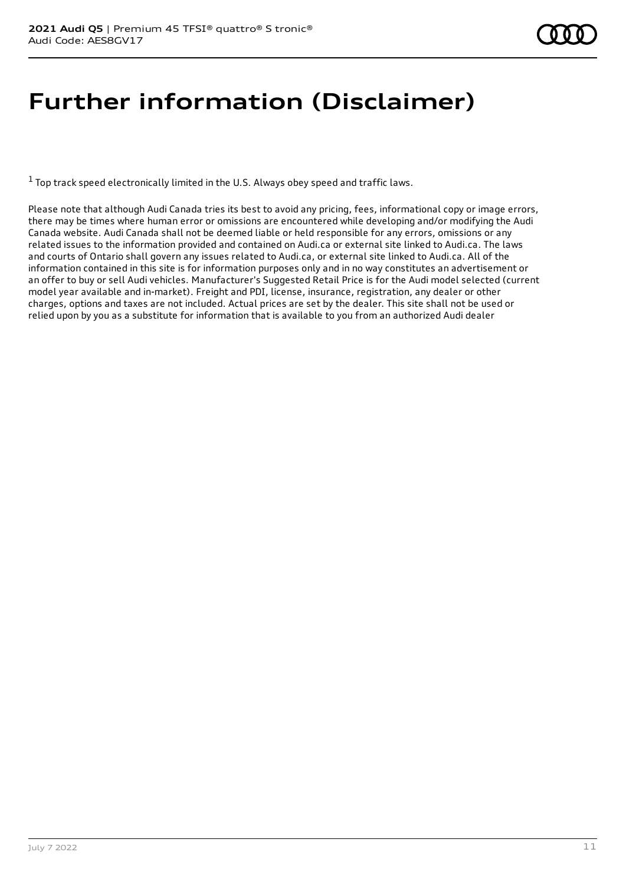# Further information (Disclaimer)

[1] Top track speed electronically limited in the U.S. Always obey speed and traffic laws.

Please note that although Audi Canada tries its best to avoid any pricing, fees, informational copy or image errors, there may be times where human error or omissions are encountered while developing and/or modifying the Audi Canada website. Audi Canada shall not be deemed liable or held responsible for any errors, omissions or any related issues to the information provided and contained on Audi.ca or external site linked to Audi.ca. The laws and courts of Ontario shall govern any issues related to Audi.ca, or external site linked to Audi.ca. All of the information contained in this site is for information purposes only and in no way constitutes an advertisement or an offer to buy or sell Audi vehicles. Manufacturer's Suggested Retail Price is for the Audi model selected (current model year available and in-market). Freight and PDI, license, insurance, registration, any dealer or other charges, options and taxes are not included. Actual prices are set by the dealer. This site shall not be used or relied upon by you as a substitute for information that is available to you from an authorized Audi dealer